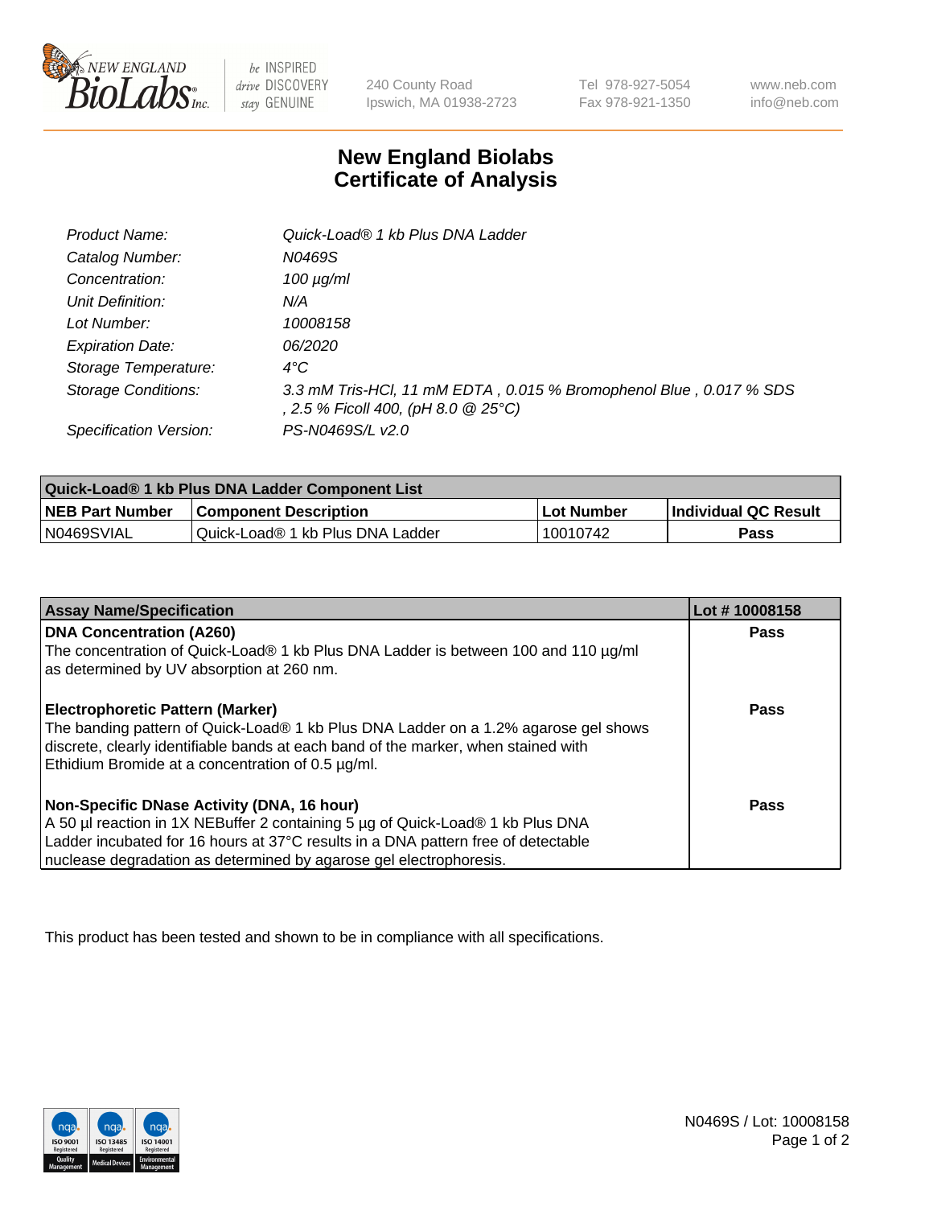# New England Biolabs Certificate of Analysis

| | |
|---|---|
| *Product Name:* | *Quick-Load® 1 kb Plus DNA Ladder* |
| *Catalog Number:* | *N0469S* |
| *Concentration:* | *100 µg/ml* |
| *Unit Definition:* | *N/A* |
| *Lot Number:* | *10008158* |
| *Expiration Date:* | *06/2020* |
| *Storage Temperature:* | *4°C* |
| *Storage Conditions:* | *3.3 mM Tris-HCl, 11 mM EDTA , 0.015 % Bromophenol Blue , 0.017 % SDS , 2.5 % Ficoll 400, (pH 8.0 @ 25°C)* |
| *Specification Version:* | *PS-N0469S/L v2.0* |

| Quick-Load® 1 kb Plus DNA Ladder Component List | | | |
|---|---|---|---|
| **NEB Part Number** | **Component Description** | **Lot Number** | **Individual QC Result** |
| N0469SVIAL | Quick-Load® 1 kb Plus DNA Ladder | 10010742 | **Pass** |

| Assay Name/Specification | Lot # 10008158 |
|---|---|
| **DNA Concentration (A260)**<br>The concentration of Quick-Load® 1 kb Plus DNA Ladder is between 100 and 110 µg/ml as determined by UV absorption at 260 nm. | **Pass** |
| **Electrophoretic Pattern (Marker)**<br>The banding pattern of Quick-Load® 1 kb Plus DNA Ladder on a 1.2% agarose gel shows discrete, clearly identifiable bands at each band of the marker, when stained with Ethidium Bromide at a concentration of 0.5 µg/ml. | **Pass** |
| **Non-Specific DNase Activity (DNA, 16 hour)**<br>A 50 µl reaction in 1X NEBuffer 2 containing 5 µg of Quick-Load® 1 kb Plus DNA Ladder incubated for 16 hours at 37°C results in a DNA pattern free of detectable nuclease degradation as determined by agarose gel electrophoresis. | **Pass** |

This product has been tested and shown to be in compliance with all specifications.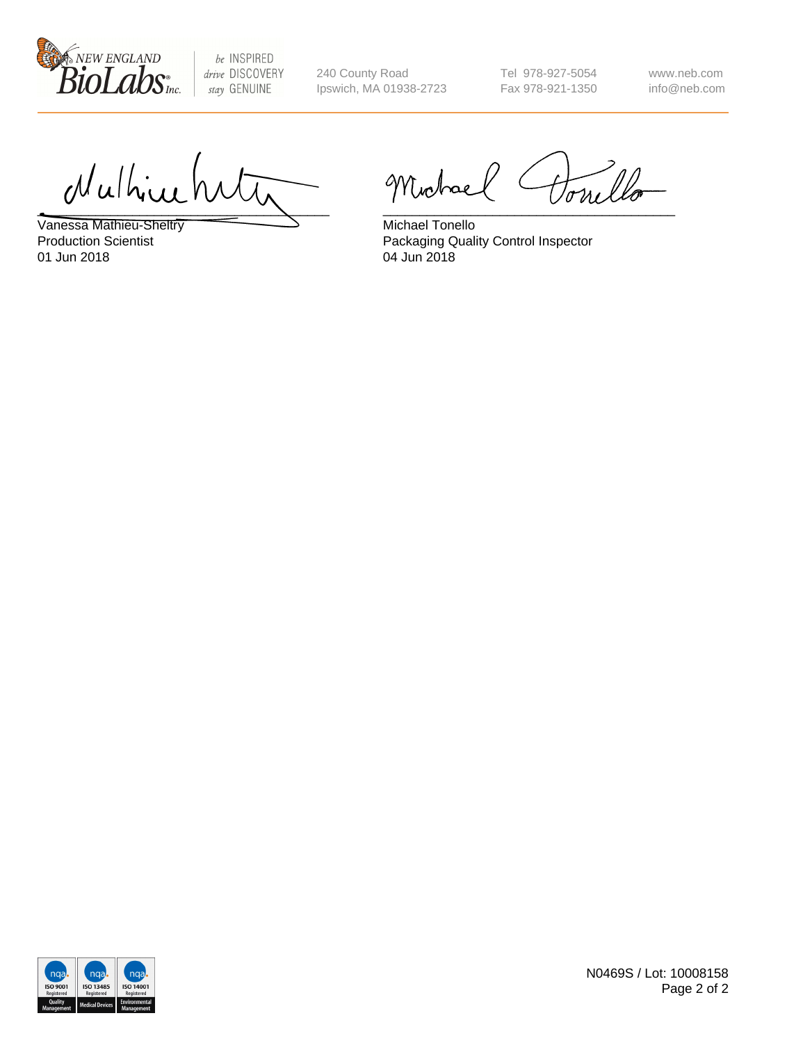240 County Road
Ipswich, MA 01938-2723

Tel 978-927-5054
Fax 978-921-1350

www.neb.com
info@neb.com

Vanessa Mathieu-Sheltry
Production Scientist
01 Jun 2018

Michael Tonello
Packaging Quality Control Inspector
04 Jun 2018

N0469S / Lot: 10008158